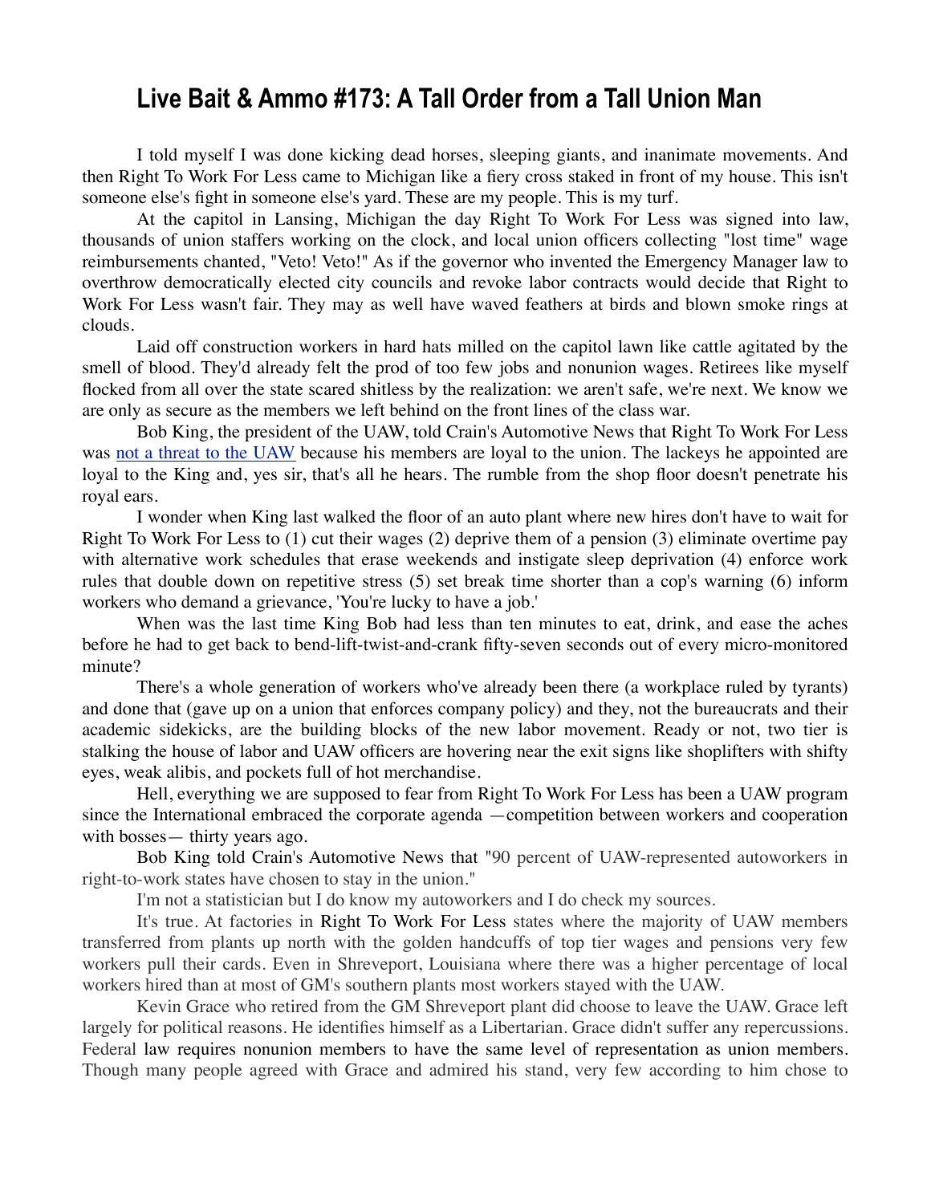# Live Bait & Ammo #173: A Tall Order from a Tall Union Man

I told myself I was done kicking dead horses, sleeping giants, and inanimate movements. And then Right To Work For Less came to Michigan like a fiery cross staked in front of my house. This isn't someone else's fight in someone else's yard. These are my people. This is my turf.

At the capitol in Lansing, Michigan the day Right To Work For Less was signed into law, thousands of union staffers working on the clock, and local union officers collecting "lost time" wage reimbursements chanted, "Veto! Veto!" As if the governor who invented the Emergency Manager law to overthrow democratically elected city councils and revoke labor contracts would decide that Right to Work For Less wasn't fair. They may as well have waved feathers at birds and blown smoke rings at clouds.

Laid off construction workers in hard hats milled on the capitol lawn like cattle agitated by the smell of blood. They'd already felt the prod of too few jobs and nonunion wages. Retirees like myself flocked from all over the state scared shitless by the realization: we aren't safe, we're next. We know we are only as secure as the members we left behind on the front lines of the class war.

Bob King, the president of the UAW, told Crain's Automotive News that Right To Work For Less was [not a threat to the UAW]() because his members are loyal to the union. The lackeys he appointed are loyal to the King and, yes sir, that's all he hears. The rumble from the shop floor doesn't penetrate his royal ears.

I wonder when King last walked the floor of an auto plant where new hires don't have to wait for Right To Work For Less to (1) cut their wages (2) deprive them of a pension (3) eliminate overtime pay with alternative work schedules that erase weekends and instigate sleep deprivation (4) enforce work rules that double down on repetitive stress (5) set break time shorter than a cop's warning (6) inform workers who demand a grievance, 'You're lucky to have a job.'

When was the last time King Bob had less than ten minutes to eat, drink, and ease the aches before he had to get back to bend-lift-twist-and-crank fifty-seven seconds out of every micro-monitored minute?

There's a whole generation of workers who've already been there (a workplace ruled by tyrants) and done that (gave up on a union that enforces company policy) and they, not the bureaucrats and their academic sidekicks, are the building blocks of the new labor movement. Ready or not, two tier is stalking the house of labor and UAW officers are hovering near the exit signs like shoplifters with shifty eyes, weak alibis, and pockets full of hot merchandise.

Hell, everything we are supposed to fear from Right To Work For Less has been a UAW program since the International embraced the corporate agenda —competition between workers and cooperation with bosses— thirty years ago.

Bob King told Crain's Automotive News that "90 percent of UAW-represented autoworkers in right-to-work states have chosen to stay in the union."

I'm not a statistician but I do know my autoworkers and I do check my sources.

It's true. At factories in Right To Work For Less states where the majority of UAW members transferred from plants up north with the golden handcuffs of top tier wages and pensions very few workers pull their cards. Even in Shreveport, Louisiana where there was a higher percentage of local workers hired than at most of GM's southern plants most workers stayed with the UAW.

Kevin Grace who retired from the GM Shreveport plant did choose to leave the UAW. Grace left largely for political reasons. He identifies himself as a Libertarian. Grace didn't suffer any repercussions. Federal law requires nonunion members to have the same level of representation as union members. Though many people agreed with Grace and admired his stand, very few according to him chose to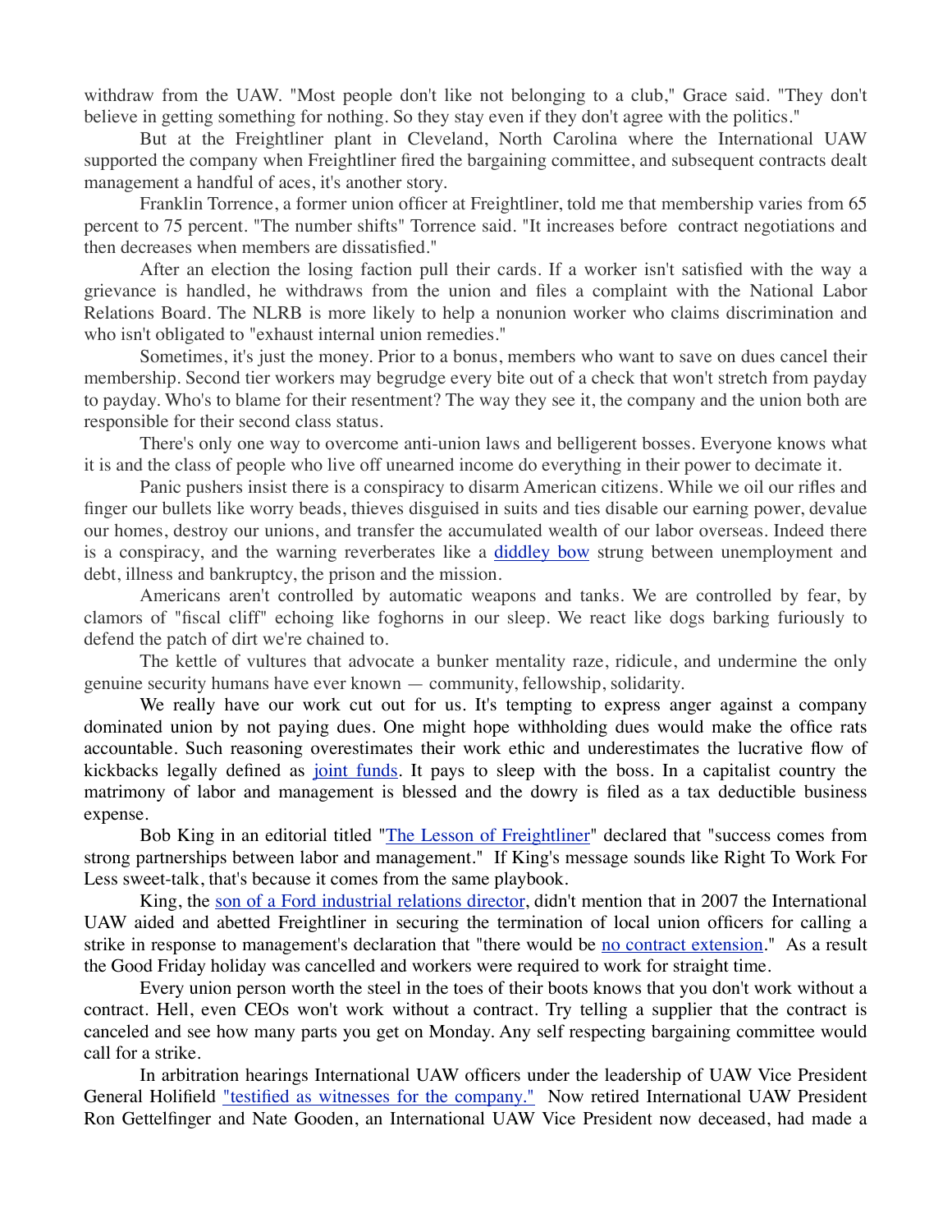withdraw from the UAW. "Most people don't like not belonging to a club," Grace said. "They don't believe in getting something for nothing. So they stay even if they don't agree with the politics."

But at the Freightliner plant in Cleveland, North Carolina where the International UAW supported the company when Freightliner fired the bargaining committee, and subsequent contracts dealt management a handful of aces, it's another story.

Franklin Torrence, a former union officer at Freightliner, told me that membership varies from 65 percent to 75 percent. "The number shifts" Torrence said. "It increases before contract negotiations and then decreases when members are dissatisfied."

After an election the losing faction pull their cards. If a worker isn't satisfied with the way a grievance is handled, he withdraws from the union and files a complaint with the National Labor Relations Board. The NLRB is more likely to help a nonunion worker who claims discrimination and who isn't obligated to "exhaust internal union remedies."

Sometimes, it's just the money. Prior to a bonus, members who want to save on dues cancel their membership. Second tier workers may begrudge every bite out of a check that won't stretch from payday to payday. Who's to blame for their resentment? The way they see it, the company and the union both are responsible for their second class status.

There's only one way to overcome anti-union laws and belligerent bosses. Everyone knows what it is and the class of people who live off unearned income do everything in their power to decimate it.

Panic pushers insist there is a conspiracy to disarm American citizens. While we oil our rifles and finger our bullets like worry beads, thieves disguised in suits and ties disable our earning power, devalue our homes, destroy our unions, and transfer the accumulated wealth of our labor overseas. Indeed there is a conspiracy, and the warning reverberates like a diddley bow strung between unemployment and debt, illness and bankruptcy, the prison and the mission.

Americans aren't controlled by automatic weapons and tanks. We are controlled by fear, by clamors of "fiscal cliff" echoing like foghorns in our sleep. We react like dogs barking furiously to defend the patch of dirt we're chained to.

The kettle of vultures that advocate a bunker mentality raze, ridicule, and undermine the only genuine security humans have ever known — community, fellowship, solidarity.

We really have our work cut out for us. It's tempting to express anger against a company dominated union by not paying dues. One might hope withholding dues would make the office rats accountable. Such reasoning overestimates their work ethic and underestimates the lucrative flow of kickbacks legally defined as joint funds. It pays to sleep with the boss. In a capitalist country the matrimony of labor and management is blessed and the dowry is filed as a tax deductible business expense.

Bob King in an editorial titled "The Lesson of Freightliner" declared that "success comes from strong partnerships between labor and management." If King's message sounds like Right To Work For Less sweet-talk, that's because it comes from the same playbook.

King, the son of a Ford industrial relations director, didn't mention that in 2007 the International UAW aided and abetted Freightliner in securing the termination of local union officers for calling a strike in response to management's declaration that "there would be no contract extension." As a result the Good Friday holiday was cancelled and workers were required to work for straight time.

Every union person worth the steel in the toes of their boots knows that you don't work without a contract. Hell, even CEOs won't work without a contract. Try telling a supplier that the contract is canceled and see how many parts you get on Monday. Any self respecting bargaining committee would call for a strike.

In arbitration hearings International UAW officers under the leadership of UAW Vice President General Holifield "testified as witnesses for the company." Now retired International UAW President Ron Gettelfinger and Nate Gooden, an International UAW Vice President now deceased, had made a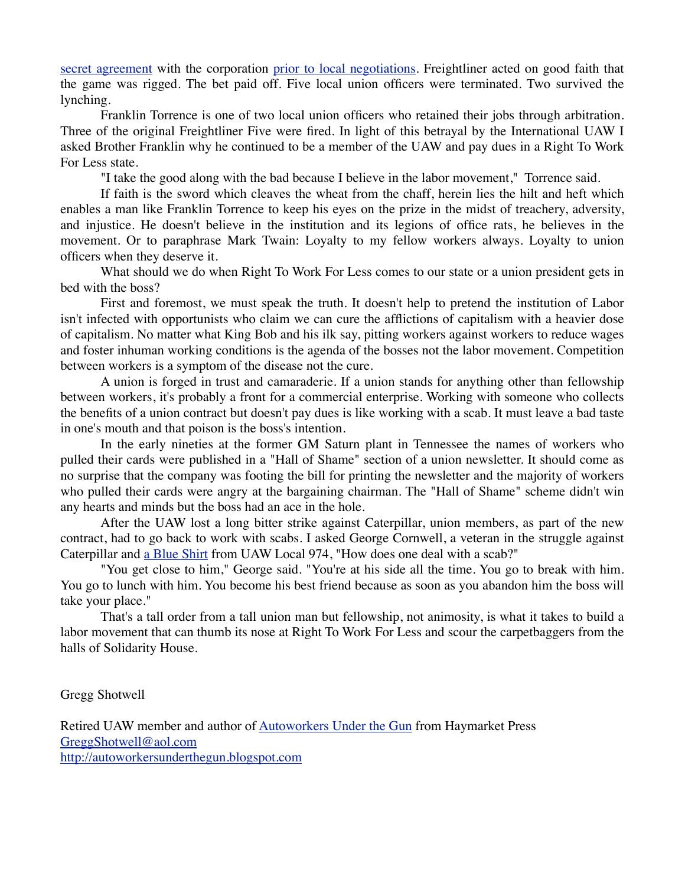secret agreement with the corporation prior to local negotiations. Freightliner acted on good faith that the game was rigged. The bet paid off. Five local union officers were terminated. Two survived the lynching.

Franklin Torrence is one of two local union officers who retained their jobs through arbitration. Three of the original Freightliner Five were fired. In light of this betrayal by the International UAW I asked Brother Franklin why he continued to be a member of the UAW and pay dues in a Right To Work For Less state.

"I take the good along with the bad because I believe in the labor movement," Torrence said.

If faith is the sword which cleaves the wheat from the chaff, herein lies the hilt and heft which enables a man like Franklin Torrence to keep his eyes on the prize in the midst of treachery, adversity, and injustice. He doesn't believe in the institution and its legions of office rats, he believes in the movement. Or to paraphrase Mark Twain: Loyalty to my fellow workers always. Loyalty to union officers when they deserve it.

What should we do when Right To Work For Less comes to our state or a union president gets in bed with the boss?

First and foremost, we must speak the truth. It doesn't help to pretend the institution of Labor isn't infected with opportunists who claim we can cure the afflictions of capitalism with a heavier dose of capitalism. No matter what King Bob and his ilk say, pitting workers against workers to reduce wages and foster inhuman working conditions is the agenda of the bosses not the labor movement. Competition between workers is a symptom of the disease not the cure.

A union is forged in trust and camaraderie. If a union stands for anything other than fellowship between workers, it's probably a front for a commercial enterprise. Working with someone who collects the benefits of a union contract but doesn't pay dues is like working with a scab. It must leave a bad taste in one's mouth and that poison is the boss's intention.

In the early nineties at the former GM Saturn plant in Tennessee the names of workers who pulled their cards were published in a "Hall of Shame" section of a union newsletter. It should come as no surprise that the company was footing the bill for printing the newsletter and the majority of workers who pulled their cards were angry at the bargaining chairman. The "Hall of Shame" scheme didn't win any hearts and minds but the boss had an ace in the hole.

After the UAW lost a long bitter strike against Caterpillar, union members, as part of the new contract, had to go back to work with scabs. I asked George Cornwell, a veteran in the struggle against Caterpillar and a Blue Shirt from UAW Local 974, "How does one deal with a scab?"

"You get close to him," George said. "You're at his side all the time. You go to break with him. You go to lunch with him. You become his best friend because as soon as you abandon him the boss will take your place."

That's a tall order from a tall union man but fellowship, not animosity, is what it takes to build a labor movement that can thumb its nose at Right To Work For Less and scour the carpetbaggers from the halls of Solidarity House.

Gregg Shotwell

Retired UAW member and author of Autoworkers Under the Gun from Haymarket Press
GreggShotwell@aol.com
http://autoworkersunderthegun.blogspot.com